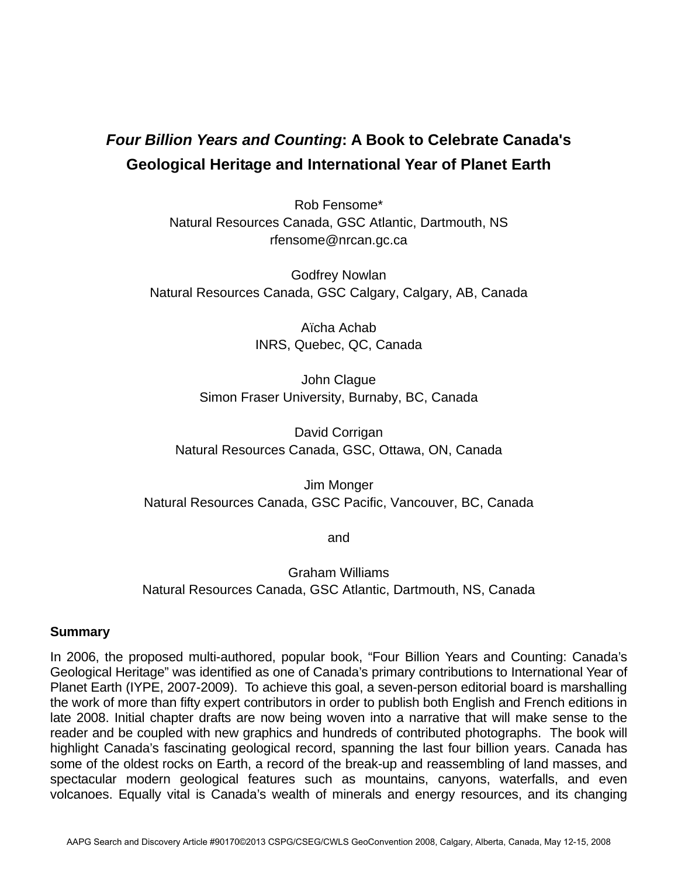# *Four Billion Years and Counting*: A Book to Celebrate Canada's Geological Heritage and International Year of Planet Earth

Rob Fensome*
Natural Resources Canada, GSC Atlantic, Dartmouth, NS
rfensome@nrcan.gc.ca

Godfrey Nowlan
Natural Resources Canada, GSC Calgary, Calgary, AB, Canada

Aïcha Achab
INRS, Quebec, QC, Canada

John Clague
Simon Fraser University, Burnaby, BC, Canada

David Corrigan
Natural Resources Canada, GSC, Ottawa, ON, Canada

Jim Monger
Natural Resources Canada, GSC Pacific, Vancouver, BC, Canada

and

Graham Williams
Natural Resources Canada, GSC Atlantic, Dartmouth, NS, Canada

## Summary

In 2006, the proposed multi-authored, popular book, “Four Billion Years and Counting: Canada’s Geological Heritage” was identified as one of Canada’s primary contributions to International Year of Planet Earth (IYPE, 2007-2009). To achieve this goal, a seven-person editorial board is marshalling the work of more than fifty expert contributors in order to publish both English and French editions in late 2008. Initial chapter drafts are now being woven into a narrative that will make sense to the reader and be coupled with new graphics and hundreds of contributed photographs. The book will highlight Canada’s fascinating geological record, spanning the last four billion years. Canada has some of the oldest rocks on Earth, a record of the break-up and reassembling of land masses, and spectacular modern geological features such as mountains, canyons, waterfalls, and even volcanoes. Equally vital is Canada’s wealth of minerals and energy resources, and its changing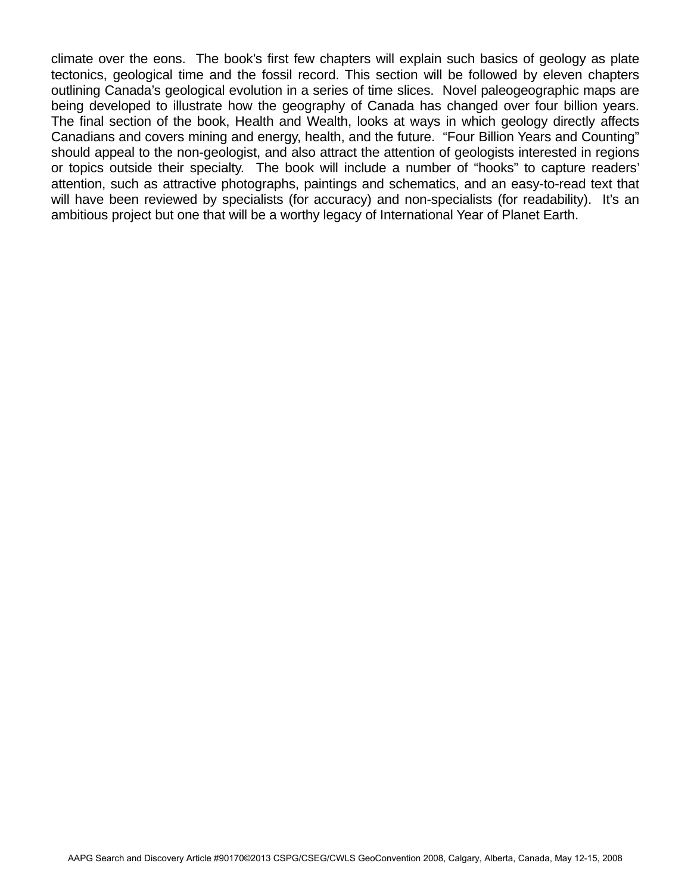climate over the eons. The book's first few chapters will explain such basics of geology as plate tectonics, geological time and the fossil record. This section will be followed by eleven chapters outlining Canada's geological evolution in a series of time slices. Novel paleogeographic maps are being developed to illustrate how the geography of Canada has changed over four billion years. The final section of the book, Health and Wealth, looks at ways in which geology directly affects Canadians and covers mining and energy, health, and the future. "Four Billion Years and Counting" should appeal to the non-geologist, and also attract the attention of geologists interested in regions or topics outside their specialty. The book will include a number of "hooks" to capture readers' attention, such as attractive photographs, paintings and schematics, and an easy-to-read text that will have been reviewed by specialists (for accuracy) and non-specialists (for readability). It's an ambitious project but one that will be a worthy legacy of International Year of Planet Earth.